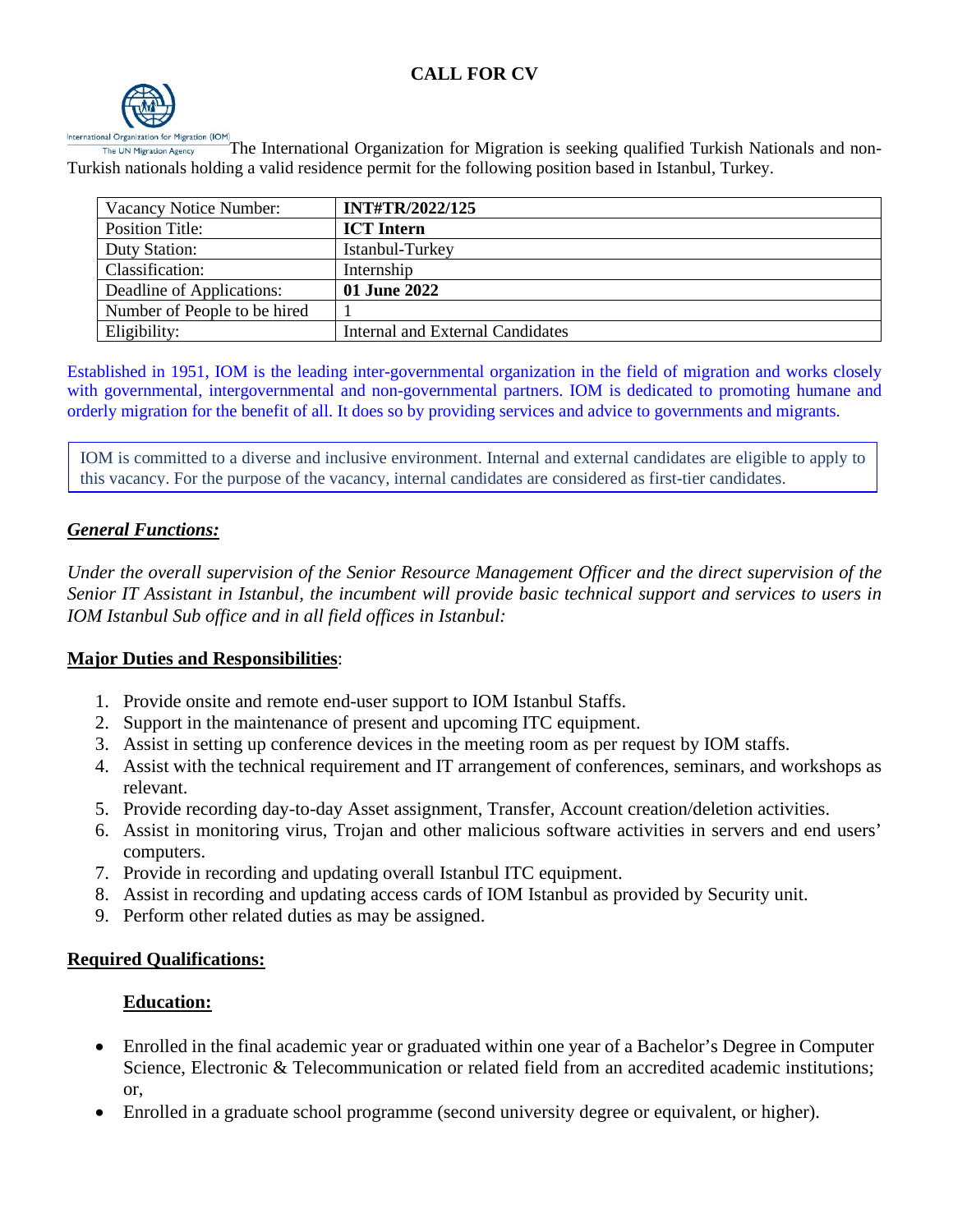# CALL FOR CV

International Organization for Migration (IOM)
The UN Migration Agency

The International Organization for Migration is seeking qualified Turkish Nationals and non-Turkish nationals holding a valid residence permit for the following position based in Istanbul, Turkey.

| Vacancy Notice Number: | **INT#TR/2022/125** |
|---|---|
| Position Title: | **ICT Intern** |
| Duty Station: | Istanbul-Turkey |
| Classification: | Internship |
| Deadline of Applications: | **01 June 2022** |
| Number of People to be hired | 1 |
| Eligibility: | Internal and External Candidates |

Established in 1951, IOM is the leading inter-governmental organization in the field of migration and works closely with governmental, intergovernmental and non-governmental partners. IOM is dedicated to promoting humane and orderly migration for the benefit of all. It does so by providing services and advice to governments and migrants.

IOM is committed to a diverse and inclusive environment. Internal and external candidates are eligible to apply to this vacancy. For the purpose of the vacancy, internal candidates are considered as first-tier candidates.

## ***General Functions:***

*Under the overall supervision of the Senior Resource Management Officer and the direct supervision of the Senior IT Assistant in Istanbul, the incumbent will provide basic technical support and services to users in IOM Istanbul Sub office and in all field offices in Istanbul:*

## **Major Duties and Responsibilities**:

1. Provide onsite and remote end-user support to IOM Istanbul Staffs.
2. Support in the maintenance of present and upcoming ITC equipment.
3. Assist in setting up conference devices in the meeting room as per request by IOM staffs.
4. Assist with the technical requirement and IT arrangement of conferences, seminars, and workshops as relevant.
5. Provide recording day-to-day Asset assignment, Transfer, Account creation/deletion activities.
6. Assist in monitoring virus, Trojan and other malicious software activities in servers and end users' computers.
7. Provide in recording and updating overall Istanbul ITC equipment.
8. Assist in recording and updating access cards of IOM Istanbul as provided by Security unit.
9. Perform other related duties as may be assigned.

## **Required Qualifications:**

### **Education:**

- Enrolled in the final academic year or graduated within one year of a Bachelor's Degree in Computer Science, Electronic & Telecommunication or related field from an accredited academic institutions; or,
- Enrolled in a graduate school programme (second university degree or equivalent, or higher).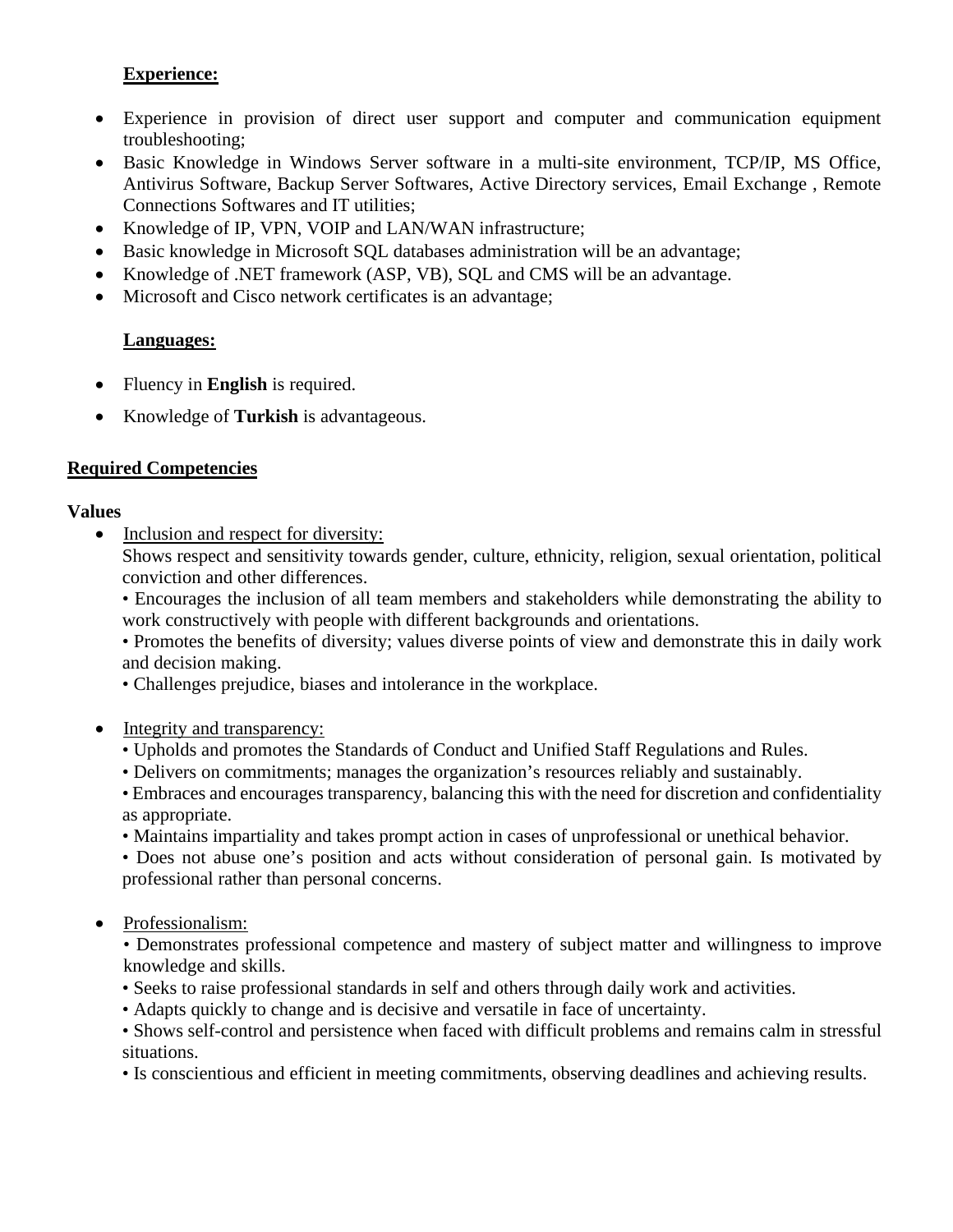**Experience:**

- Experience in provision of direct user support and computer and communication equipment troubleshooting;
- Basic Knowledge in Windows Server software in a multi-site environment, TCP/IP, MS Office, Antivirus Software, Backup Server Softwares, Active Directory services, Email Exchange , Remote Connections Softwares and IT utilities;
- Knowledge of IP, VPN, VOIP and LAN/WAN infrastructure;
- Basic knowledge in Microsoft SQL databases administration will be an advantage;
- Knowledge of .NET framework (ASP, VB), SQL and CMS will be an advantage.
- Microsoft and Cisco network certificates is an advantage;

**Languages:**

- Fluency in **English** is required.
- Knowledge of **Turkish** is advantageous.

## Required Competencies

**Values**

- Inclusion and respect for diversity:
  Shows respect and sensitivity towards gender, culture, ethnicity, religion, sexual orientation, political conviction and other differences.
  • Encourages the inclusion of all team members and stakeholders while demonstrating the ability to work constructively with people with different backgrounds and orientations.
  • Promotes the benefits of diversity; values diverse points of view and demonstrate this in daily work and decision making.
  • Challenges prejudice, biases and intolerance in the workplace.

- Integrity and transparency:
  • Upholds and promotes the Standards of Conduct and Unified Staff Regulations and Rules.
  • Delivers on commitments; manages the organization's resources reliably and sustainably.
  • Embraces and encourages transparency, balancing this with the need for discretion and confidentiality as appropriate.
  • Maintains impartiality and takes prompt action in cases of unprofessional or unethical behavior.
  • Does not abuse one's position and acts without consideration of personal gain. Is motivated by professional rather than personal concerns.

- Professionalism:
  • Demonstrates professional competence and mastery of subject matter and willingness to improve knowledge and skills.
  • Seeks to raise professional standards in self and others through daily work and activities.
  • Adapts quickly to change and is decisive and versatile in face of uncertainty.
  • Shows self-control and persistence when faced with difficult problems and remains calm in stressful situations.
  • Is conscientious and efficient in meeting commitments, observing deadlines and achieving results.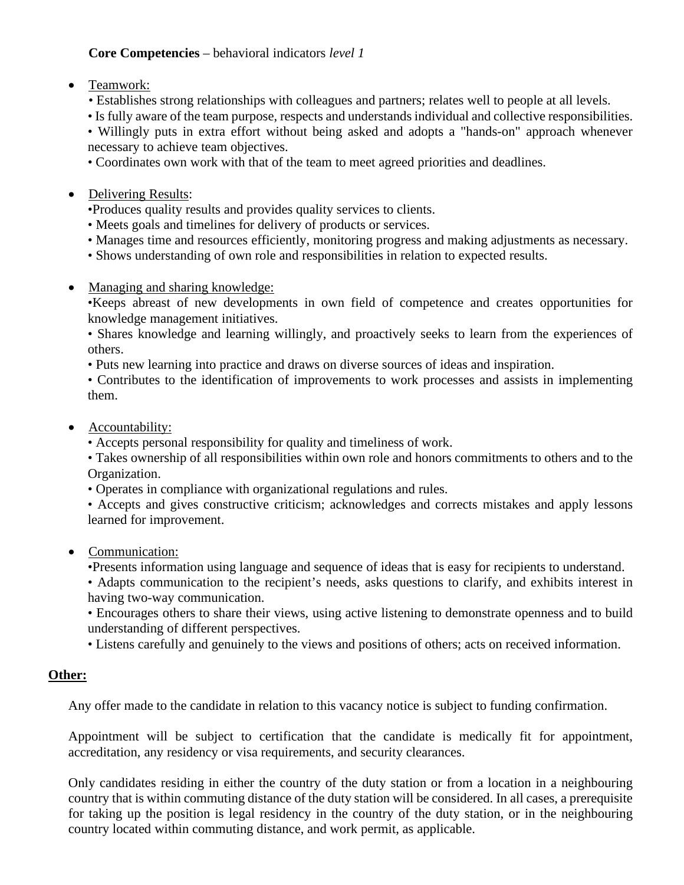**Core Competencies** – behavioral indicators *level 1*

- Teamwork:
  - Establishes strong relationships with colleagues and partners; relates well to people at all levels.
  - Is fully aware of the team purpose, respects and understands individual and collective responsibilities.
  - Willingly puts in extra effort without being asked and adopts a "hands-on" approach whenever necessary to achieve team objectives.
  - Coordinates own work with that of the team to meet agreed priorities and deadlines.

- Delivering Results:
  - Produces quality results and provides quality services to clients.
  - Meets goals and timelines for delivery of products or services.
  - Manages time and resources efficiently, monitoring progress and making adjustments as necessary.
  - Shows understanding of own role and responsibilities in relation to expected results.

- Managing and sharing knowledge:
  - Keeps abreast of new developments in own field of competence and creates opportunities for knowledge management initiatives.
  - Shares knowledge and learning willingly, and proactively seeks to learn from the experiences of others.
  - Puts new learning into practice and draws on diverse sources of ideas and inspiration.
  - Contributes to the identification of improvements to work processes and assists in implementing them.

- Accountability:
  - Accepts personal responsibility for quality and timeliness of work.
  - Takes ownership of all responsibilities within own role and honors commitments to others and to the Organization.
  - Operates in compliance with organizational regulations and rules.
  - Accepts and gives constructive criticism; acknowledges and corrects mistakes and apply lessons learned for improvement.

- Communication:
  - Presents information using language and sequence of ideas that is easy for recipients to understand.
  - Adapts communication to the recipient's needs, asks questions to clarify, and exhibits interest in having two-way communication.
  - Encourages others to share their views, using active listening to demonstrate openness and to build understanding of different perspectives.
  - Listens carefully and genuinely to the views and positions of others; acts on received information.

**Other:**

Any offer made to the candidate in relation to this vacancy notice is subject to funding confirmation.

Appointment will be subject to certification that the candidate is medically fit for appointment, accreditation, any residency or visa requirements, and security clearances.

Only candidates residing in either the country of the duty station or from a location in a neighbouring country that is within commuting distance of the duty station will be considered. In all cases, a prerequisite for taking up the position is legal residency in the country of the duty station, or in the neighbouring country located within commuting distance, and work permit, as applicable.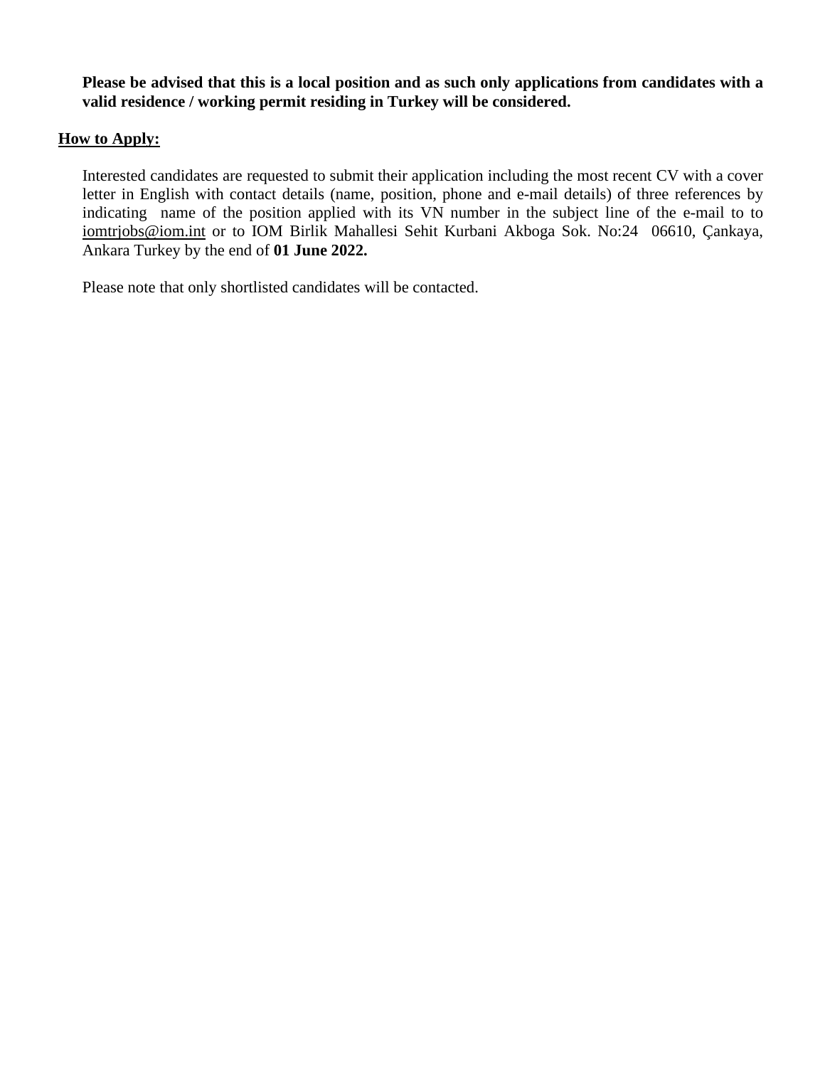**Please be advised that this is a local position and as such only applications from candidates with a valid residence / working permit residing in Turkey will be considered.**

**How to Apply:**

Interested candidates are requested to submit their application including the most recent CV with a cover letter in English with contact details (name, position, phone and e-mail details) of three references by indicating name of the position applied with its VN number in the subject line of the e-mail to to iomtrjobs@iom.int or to IOM Birlik Mahallesi Sehit Kurbani Akboga Sok. No:24 06610, Çankaya, Ankara Turkey by the end of **01 June 2022.**

Please note that only shortlisted candidates will be contacted.